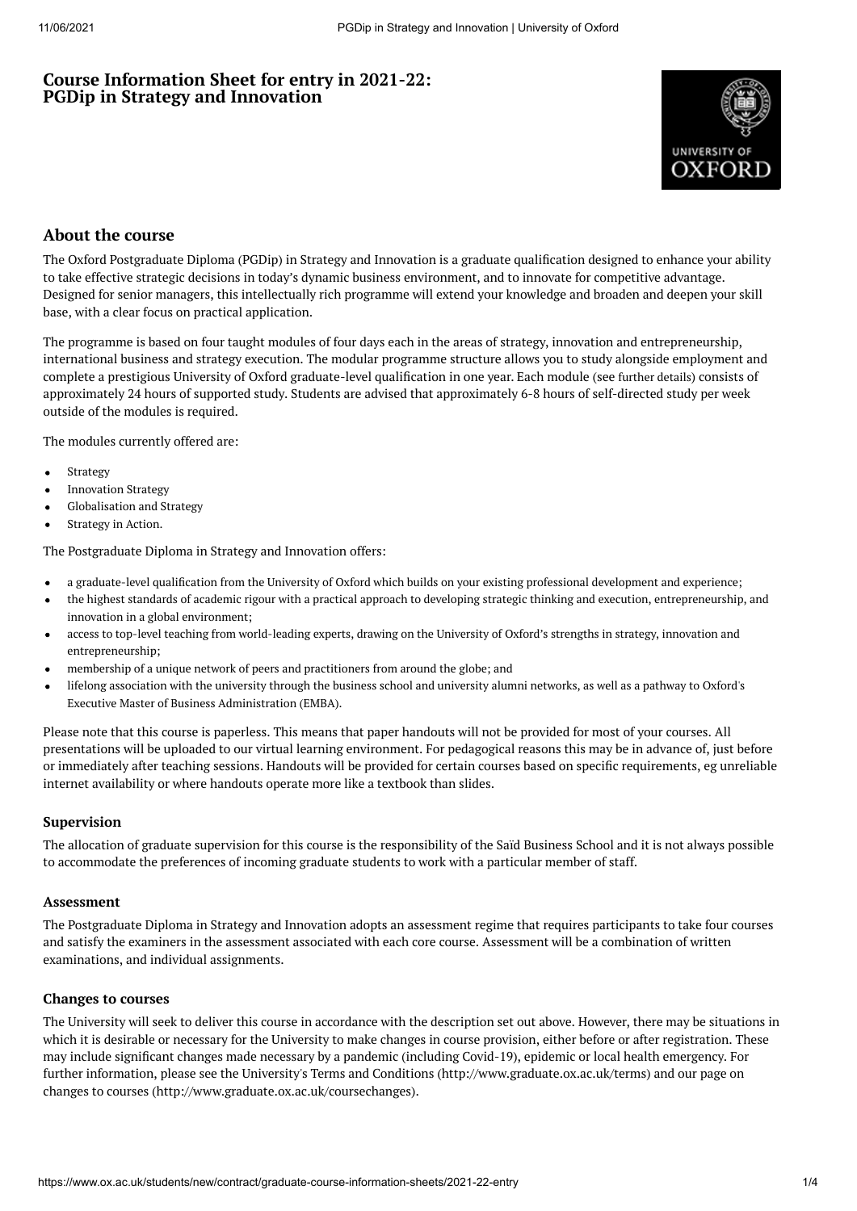# Course Information Sheet for entry in 2021-22: PGDip in Strategy and Innovation

## About the course

The Oxford Postgraduate Diploma (PGDip) in Strategy and Innovation is a graduate qualification designed to enhance your ability to take effective strategic decisions in today's dynamic business environment, and to innovate for competitive advantage. Designed for senior managers, this intellectually rich programme will extend your knowledge and broaden and deepen your skill base, with a clear focus on practical application.

The programme is based on four taught modules of four days each in the areas of strategy, innovation and entrepreneurship, international business and strategy execution. The modular programme structure allows you to study alongside employment and complete a prestigious University of Oxford graduate-level qualification in one year. Each module (see further details) consists of approximately 24 hours of supported study. Students are advised that approximately 6-8 hours of self-directed study per week outside of the modules is required.

The modules currently offered are:

- Strategy
- Innovation Strategy
- Globalisation and Strategy
- Strategy in Action.

The Postgraduate Diploma in Strategy and Innovation offers:

- a graduate-level qualification from the University of Oxford which builds on your existing professional development and experience;
- the highest standards of academic rigour with a practical approach to developing strategic thinking and execution, entrepreneurship, and innovation in a global environment;
- access to top-level teaching from world-leading experts, drawing on the University of Oxford's strengths in strategy, innovation and entrepreneurship;
- membership of a unique network of peers and practitioners from around the globe; and
- lifelong association with the university through the business school and university alumni networks, as well as a pathway to Oxford's Executive Master of Business Administration (EMBA).

Please note that this course is paperless. This means that paper handouts will not be provided for most of your courses. All presentations will be uploaded to our virtual learning environment. For pedagogical reasons this may be in advance of, just before or immediately after teaching sessions. Handouts will be provided for certain courses based on specific requirements, eg unreliable internet availability or where handouts operate more like a textbook than slides.

### Supervision

The allocation of graduate supervision for this course is the responsibility of the Saïd Business School and it is not always possible to accommodate the preferences of incoming graduate students to work with a particular member of staff.

### Assessment

The Postgraduate Diploma in Strategy and Innovation adopts an assessment regime that requires participants to take four courses and satisfy the examiners in the assessment associated with each core course. Assessment will be a combination of written examinations, and individual assignments.

### Changes to courses

The University will seek to deliver this course in accordance with the description set out above. However, there may be situations in which it is desirable or necessary for the University to make changes in course provision, either before or after registration. These may include significant changes made necessary by a pandemic (including Covid-19), epidemic or local health emergency. For further information, please see the University's Terms and Conditions (http://www.graduate.ox.ac.uk/terms) and our page on changes to courses (http://www.graduate.ox.ac.uk/coursechanges).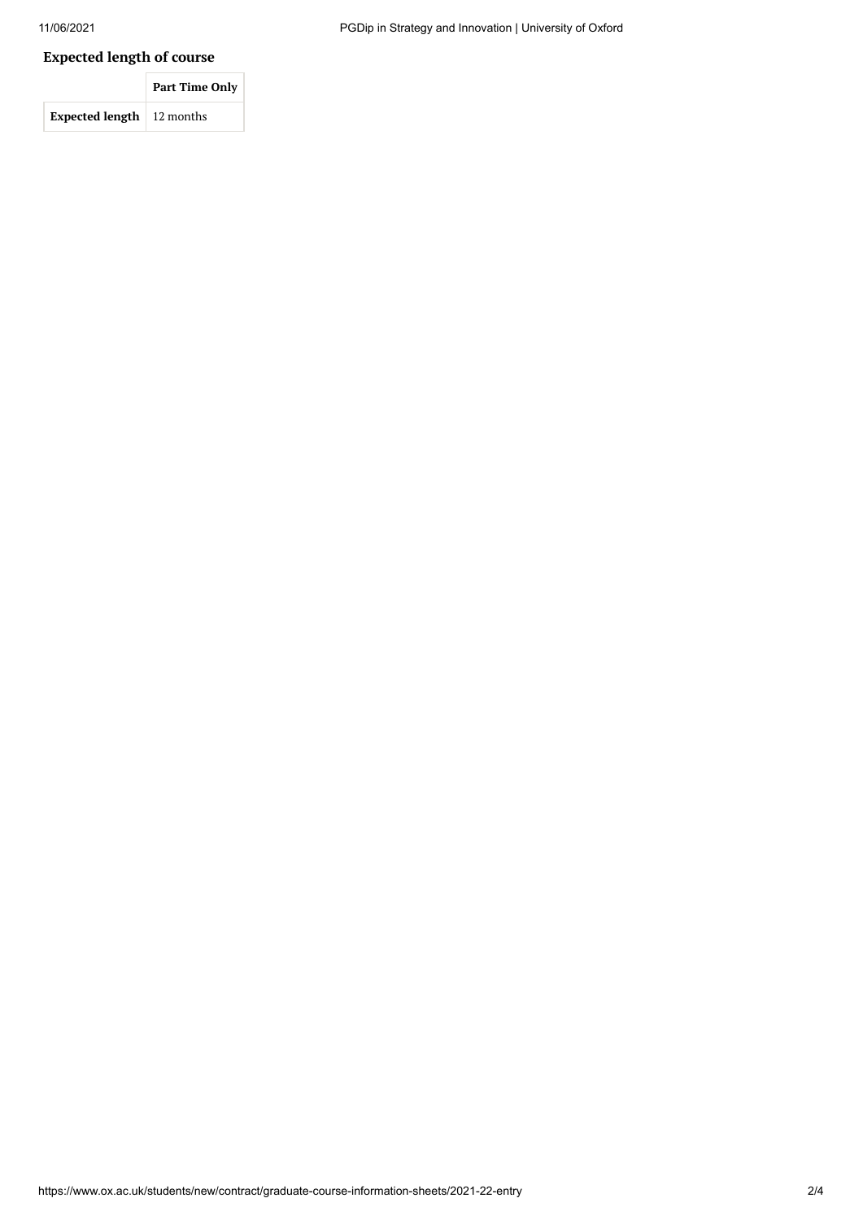## Expected length of course

| | Part Time Only |
|---|---|
| **Expected length** | 12 months |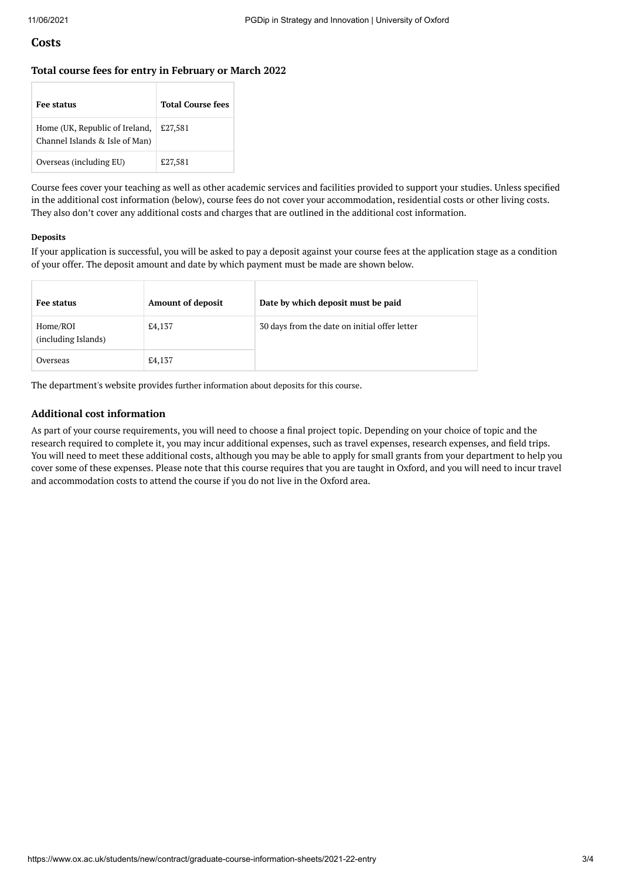## Costs

### Total course fees for entry in February or March 2022

| Fee status | Total Course fees |
|---|---|
| Home (UK, Republic of Ireland, Channel Islands & Isle of Man) | £27,581 |
| Overseas (including EU) | £27,581 |

Course fees cover your teaching as well as other academic services and facilities provided to support your studies. Unless specified in the additional cost information (below), course fees do not cover your accommodation, residential costs or other living costs. They also don't cover any additional costs and charges that are outlined in the additional cost information.

#### Deposits

If your application is successful, you will be asked to pay a deposit against your course fees at the application stage as a condition of your offer. The deposit amount and date by which payment must be made are shown below.

| Fee status | Amount of deposit | Date by which deposit must be paid |
|---|---|---|
| Home/ROI (including Islands) | £4,137 | 30 days from the date on initial offer letter |
| Overseas | £4,137 | |

The department's website provides further information about deposits for this course.

### Additional cost information

As part of your course requirements, you will need to choose a final project topic. Depending on your choice of topic and the research required to complete it, you may incur additional expenses, such as travel expenses, research expenses, and field trips. You will need to meet these additional costs, although you may be able to apply for small grants from your department to help you cover some of these expenses. Please note that this course requires that you are taught in Oxford, and you will need to incur travel and accommodation costs to attend the course if you do not live in the Oxford area.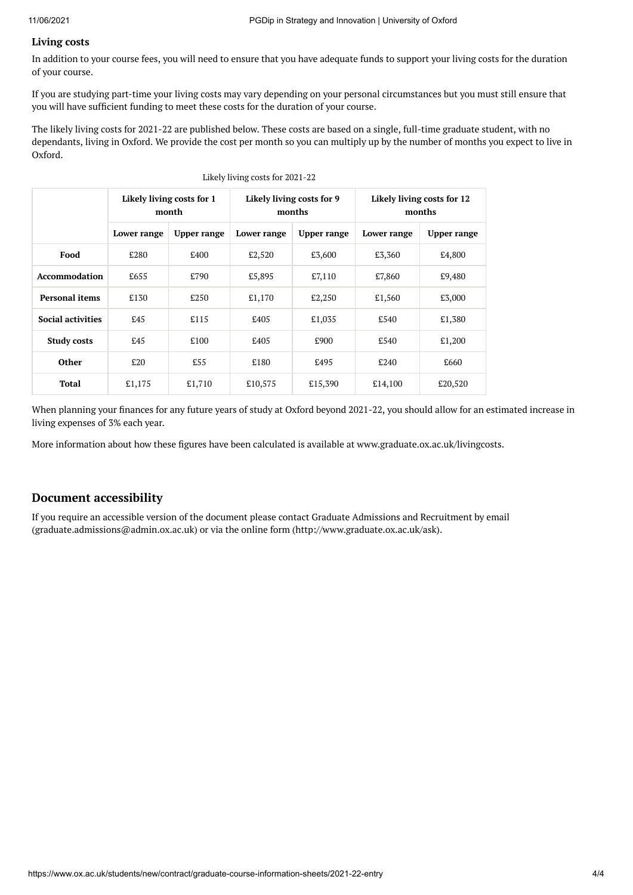### Living costs

In addition to your course fees, you will need to ensure that you have adequate funds to support your living costs for the duration of your course.

If you are studying part-time your living costs may vary depending on your personal circumstances but you must still ensure that you will have sufficient funding to meet these costs for the duration of your course.

The likely living costs for 2021-22 are published below. These costs are based on a single, full-time graduate student, with no dependants, living in Oxford. We provide the cost per month so you can multiply up by the number of months you expect to live in Oxford.

Likely living costs for 2021-22

| | Likely living costs for 1 month | | Likely living costs for 9 months | | Likely living costs for 12 months | |
|---|---|---|---|---|---|---|
| | **Lower range** | **Upper range** | **Lower range** | **Upper range** | **Lower range** | **Upper range** |
| **Food** | £280 | £400 | £2,520 | £3,600 | £3,360 | £4,800 |
| **Accommodation** | £655 | £790 | £5,895 | £7,110 | £7,860 | £9,480 |
| **Personal items** | £130 | £250 | £1,170 | £2,250 | £1,560 | £3,000 |
| **Social activities** | £45 | £115 | £405 | £1,035 | £540 | £1,380 |
| **Study costs** | £45 | £100 | £405 | £900 | £540 | £1,200 |
| **Other** | £20 | £55 | £180 | £495 | £240 | £660 |
| **Total** | £1,175 | £1,710 | £10,575 | £15,390 | £14,100 | £20,520 |

When planning your finances for any future years of study at Oxford beyond 2021-22, you should allow for an estimated increase in living expenses of 3% each year.

More information about how these figures have been calculated is available at www.graduate.ox.ac.uk/livingcosts.

## Document accessibility

If you require an accessible version of the document please contact Graduate Admissions and Recruitment by email (graduate.admissions@admin.ox.ac.uk) or via the online form (http://www.graduate.ox.ac.uk/ask).